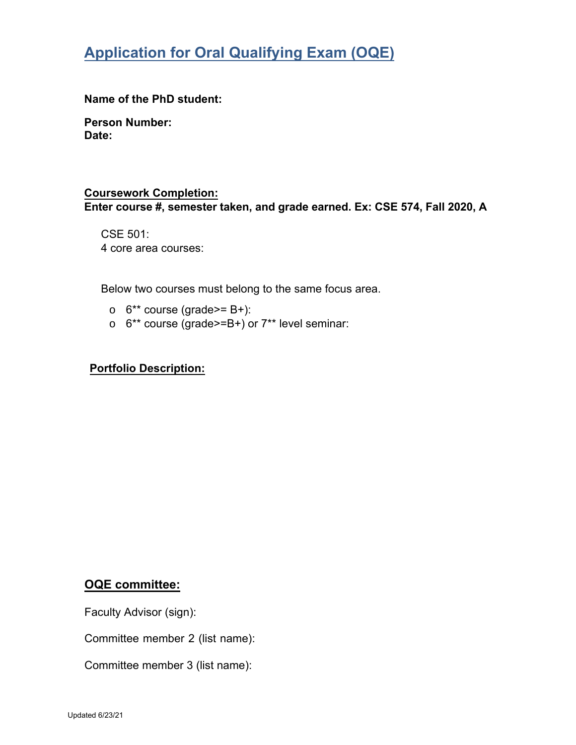# Application for Oral Qualifying Exam (OQE)

**Name of the PhD student:**

**Person Number:**
**Date:**

**Coursework Completion:**
**Enter course #, semester taken, and grade earned. Ex: CSE 574, Fall 2020, A**

CSE 501:
4 core area courses:

Below two courses must belong to the same focus area.

- 6** course (grade>= B+):
- 6** course (grade>=B+) or 7** level seminar:

**Portfolio Description:**

**OQE committee:**

Faculty Advisor (sign):

Committee member 2 (list name):

Committee member 3 (list name):

Updated 6/23/21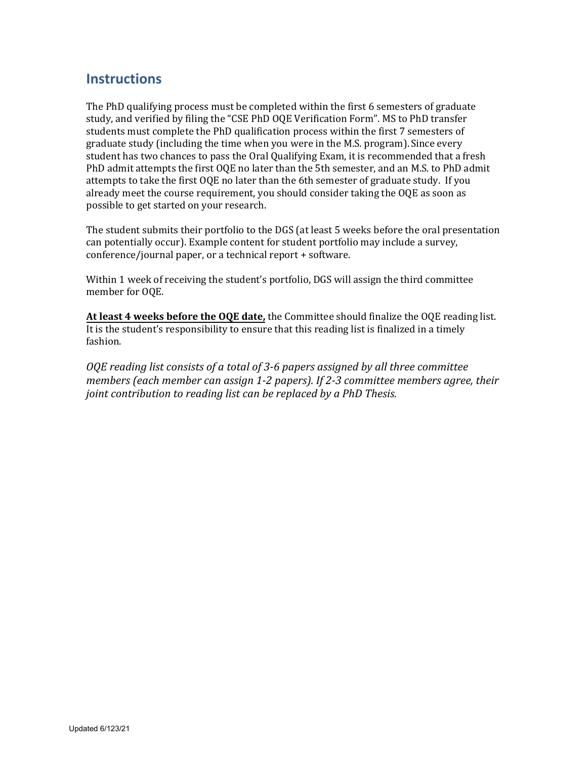## Instructions

The PhD qualifying process must be completed within the first 6 semesters of graduate study, and verified by filing the "CSE PhD OQE Verification Form". MS to PhD transfer students must complete the PhD qualification process within the first 7 semesters of graduate study (including the time when you were in the M.S. program). Since every student has two chances to pass the Oral Qualifying Exam, it is recommended that a fresh PhD admit attempts the first OQE no later than the 5th semester, and an M.S. to PhD admit attempts to take the first OQE no later than the 6th semester of graduate study. If you already meet the course requirement, you should consider taking the OQE as soon as possible to get started on your research.

The student submits their portfolio to the DGS (at least 5 weeks before the oral presentation can potentially occur). Example content for student portfolio may include a survey, conference/journal paper, or a technical report + software.

Within 1 week of receiving the student's portfolio, DGS will assign the third committee member for OQE.

**At least 4 weeks before the OQE date,** the Committee should finalize the OQE reading list. It is the student's responsibility to ensure that this reading list is finalized in a timely fashion.

*OQE reading list consists of a total of 3-6 papers assigned by all three committee members (each member can assign 1-2 papers). If 2-3 committee members agree, their joint contribution to reading list can be replaced by a PhD Thesis.*

Updated 6/123/21